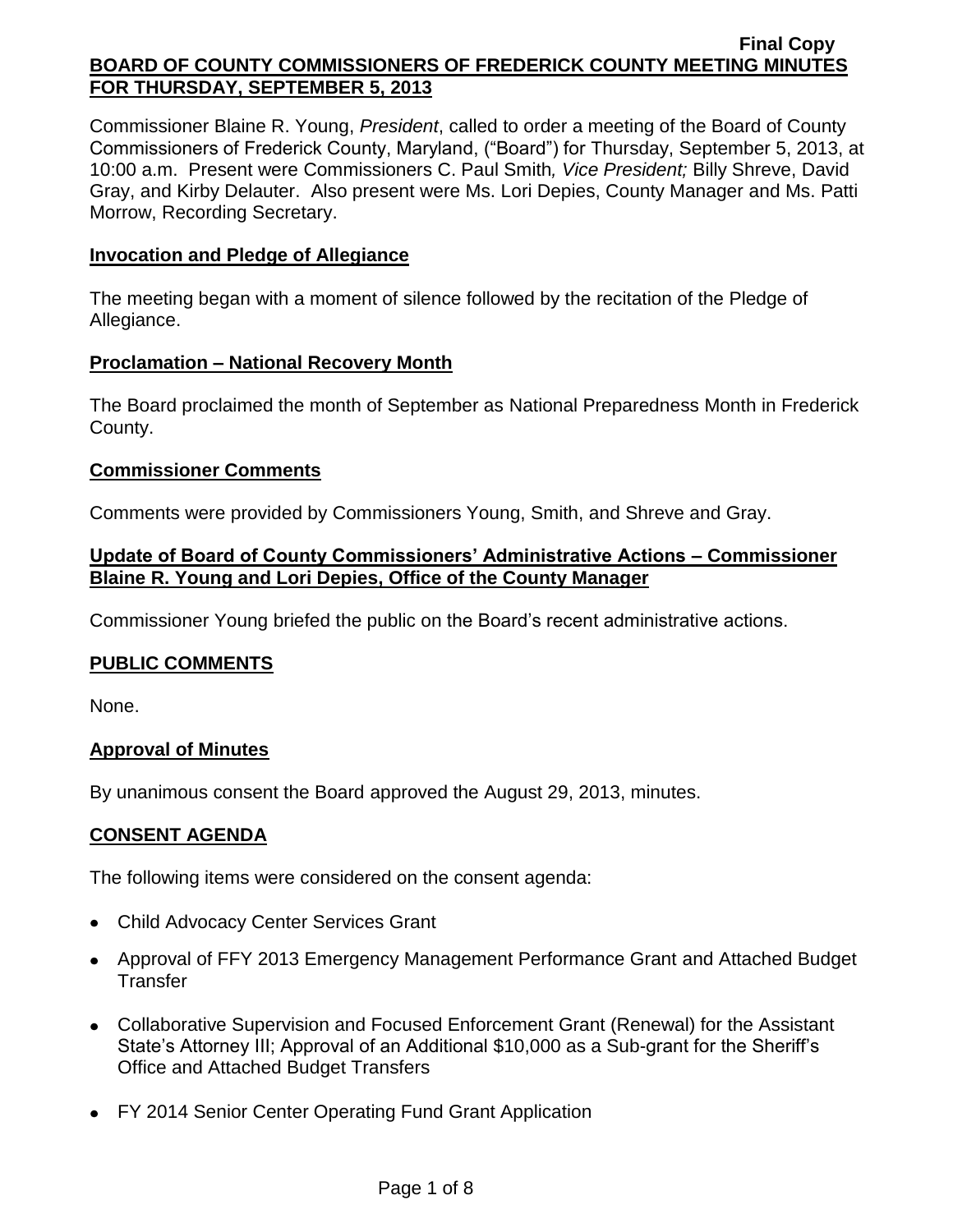Final Copy

**BOARD OF COUNTY COMMISSIONERS OF FREDERICK COUNTY MEETING MINUTES FOR THURSDAY, SEPTEMBER 5, 2013**

Commissioner Blaine R. Young, *President*, called to order a meeting of the Board of County Commissioners of Frederick County, Maryland, ("Board") for Thursday, September 5, 2013, at 10:00 a.m. Present were Commissioners C. Paul Smith*, Vice President;* Billy Shreve, David Gray, and Kirby Delauter. Also present were Ms. Lori Depies, County Manager and Ms. Patti Morrow, Recording Secretary.

**Invocation and Pledge of Allegiance**

The meeting began with a moment of silence followed by the recitation of the Pledge of Allegiance.

**Proclamation – National Recovery Month**

The Board proclaimed the month of September as National Preparedness Month in Frederick County.

**Commissioner Comments**

Comments were provided by Commissioners Young, Smith, and Shreve and Gray.

**Update of Board of County Commissioners' Administrative Actions – Commissioner Blaine R. Young and Lori Depies, Office of the County Manager**

Commissioner Young briefed the public on the Board's recent administrative actions.

**PUBLIC COMMENTS**

None.

**Approval of Minutes**

By unanimous consent the Board approved the August 29, 2013, minutes.

**CONSENT AGENDA**

The following items were considered on the consent agenda:

- Child Advocacy Center Services Grant
- Approval of FFY 2013 Emergency Management Performance Grant and Attached Budget Transfer
- Collaborative Supervision and Focused Enforcement Grant (Renewal) for the Assistant State's Attorney III; Approval of an Additional $10,000 as a Sub-grant for the Sheriff's Office and Attached Budget Transfers
- FY 2014 Senior Center Operating Fund Grant Application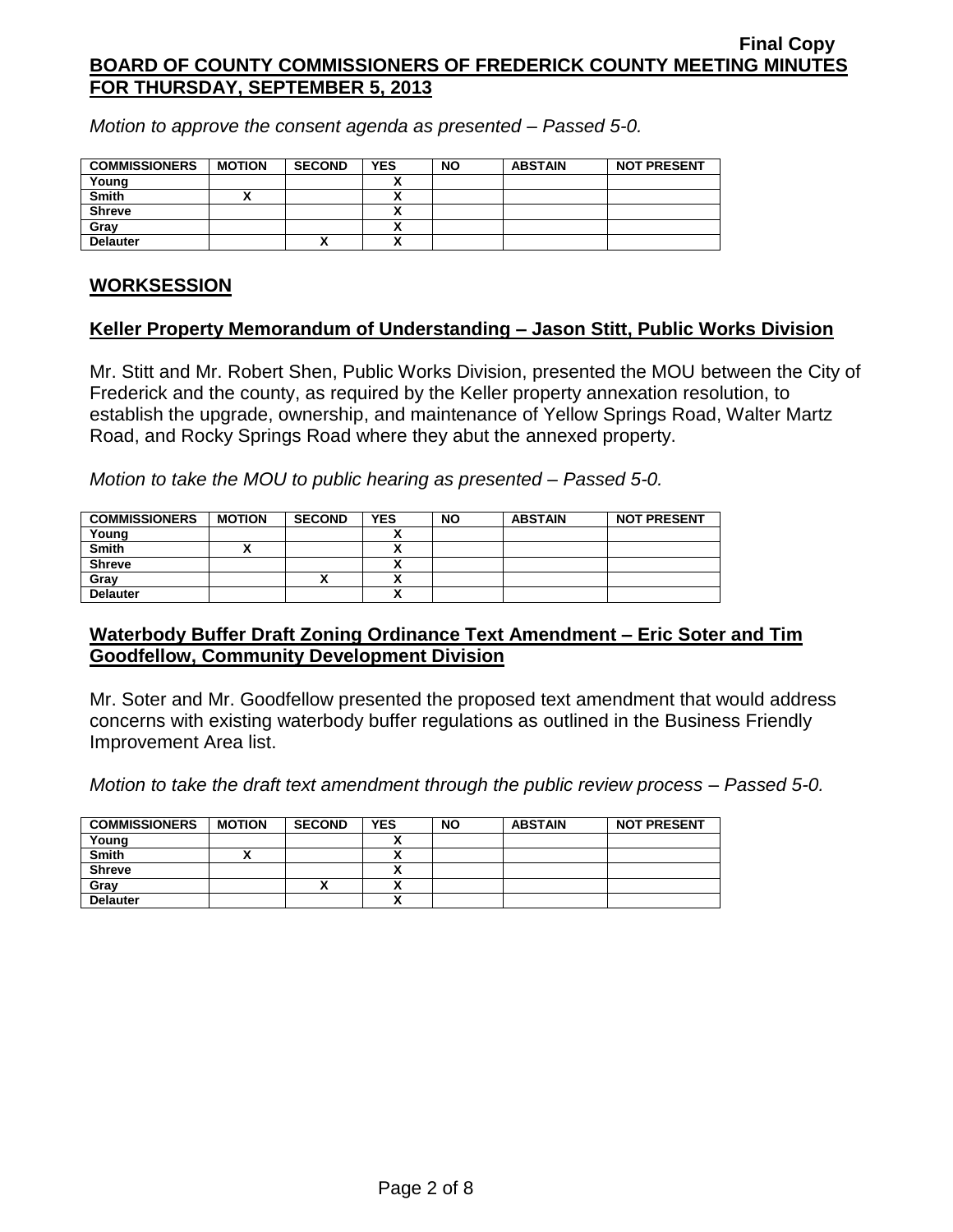*Motion to approve the consent agenda as presented – Passed 5-0.*

| COMMISSIONERS | MOTION | SECOND | YES | NO | ABSTAIN | NOT PRESENT |
|---|---|---|---|---|---|---|
| Young | | | X | | | |
| Smith | X | | X | | | |
| Shreve | | | X | | | |
| Gray | | | X | | | |
| Delauter | | X | X | | | |

## WORKSESSION

### Keller Property Memorandum of Understanding – Jason Stitt, Public Works Division

Mr. Stitt and Mr. Robert Shen, Public Works Division, presented the MOU between the City of Frederick and the county, as required by the Keller property annexation resolution, to establish the upgrade, ownership, and maintenance of Yellow Springs Road, Walter Martz Road, and Rocky Springs Road where they abut the annexed property.

*Motion to take the MOU to public hearing as presented – Passed 5-0.*

| COMMISSIONERS | MOTION | SECOND | YES | NO | ABSTAIN | NOT PRESENT |
|---|---|---|---|---|---|---|
| Young | | | X | | | |
| Smith | X | | X | | | |
| Shreve | | | X | | | |
| Gray | | X | X | | | |
| Delauter | | | X | | | |

### Waterbody Buffer Draft Zoning Ordinance Text Amendment – Eric Soter and Tim Goodfellow, Community Development Division

Mr. Soter and Mr. Goodfellow presented the proposed text amendment that would address concerns with existing waterbody buffer regulations as outlined in the Business Friendly Improvement Area list.

*Motion to take the draft text amendment through the public review process – Passed 5-0.*

| COMMISSIONERS | MOTION | SECOND | YES | NO | ABSTAIN | NOT PRESENT |
|---|---|---|---|---|---|---|
| Young | | | X | | | |
| Smith | X | | X | | | |
| Shreve | | | X | | | |
| Gray | | X | X | | | |
| Delauter | | | X | | | |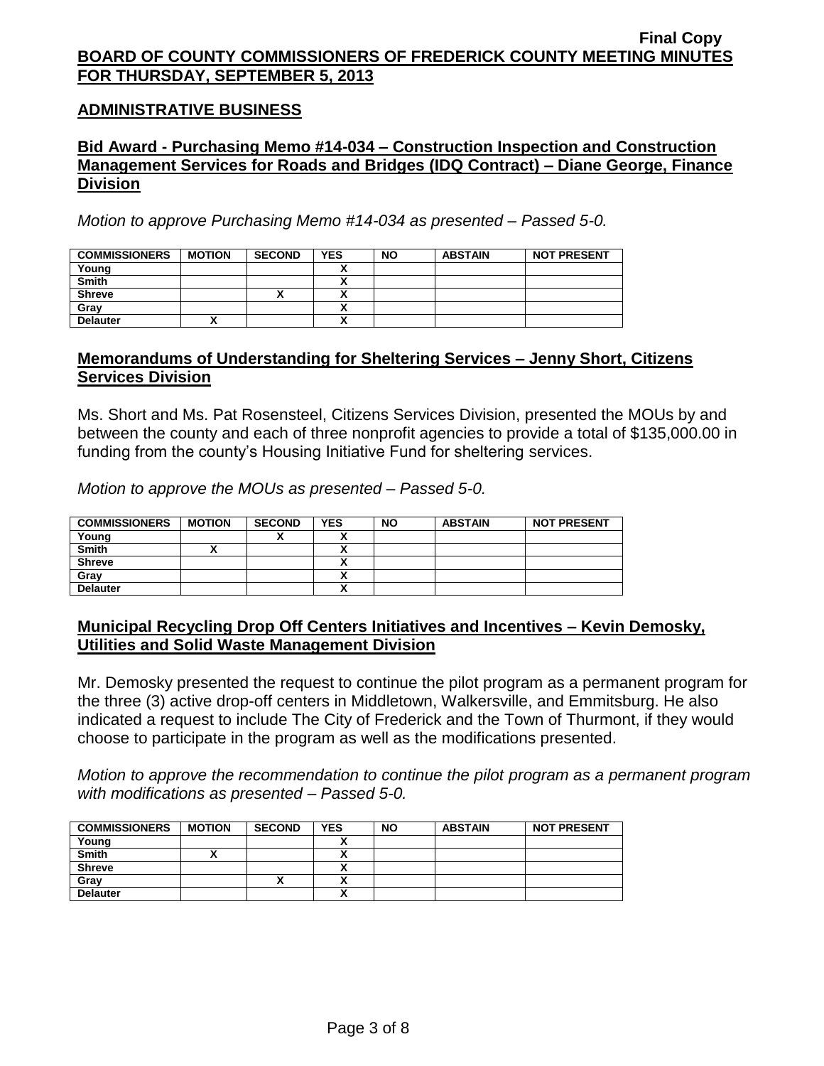## ADMINISTRATIVE BUSINESS

### Bid Award - Purchasing Memo #14-034 – Construction Inspection and Construction Management Services for Roads and Bridges (IDQ Contract) – Diane George, Finance Division

*Motion to approve Purchasing Memo #14-034 as presented – Passed 5-0.*

| COMMISSIONERS | MOTION | SECOND | YES | NO | ABSTAIN | NOT PRESENT |
|---|---|---|---|---|---|---|
| Young | | | X | | | |
| Smith | | | X | | | |
| Shreve | | X | X | | | |
| Gray | | | X | | | |
| Delauter | X | | X | | | |

### Memorandums of Understanding for Sheltering Services – Jenny Short, Citizens Services Division

Ms. Short and Ms. Pat Rosensteel, Citizens Services Division, presented the MOUs by and between the county and each of three nonprofit agencies to provide a total of $135,000.00 in funding from the county's Housing Initiative Fund for sheltering services.

*Motion to approve the MOUs as presented – Passed 5-0.*

| COMMISSIONERS | MOTION | SECOND | YES | NO | ABSTAIN | NOT PRESENT |
|---|---|---|---|---|---|---|
| Young | | X | X | | | |
| Smith | X | | X | | | |
| Shreve | | | X | | | |
| Gray | | | X | | | |
| Delauter | | | X | | | |

### Municipal Recycling Drop Off Centers Initiatives and Incentives – Kevin Demosky, Utilities and Solid Waste Management Division

Mr. Demosky presented the request to continue the pilot program as a permanent program for the three (3) active drop-off centers in Middletown, Walkersville, and Emmitsburg. He also indicated a request to include The City of Frederick and the Town of Thurmont, if they would choose to participate in the program as well as the modifications presented.

*Motion to approve the recommendation to continue the pilot program as a permanent program with modifications as presented – Passed 5-0.*

| COMMISSIONERS | MOTION | SECOND | YES | NO | ABSTAIN | NOT PRESENT |
|---|---|---|---|---|---|---|
| Young | | | X | | | |
| Smith | X | | X | | | |
| Shreve | | | X | | | |
| Gray | | X | X | | | |
| Delauter | | | X | | | |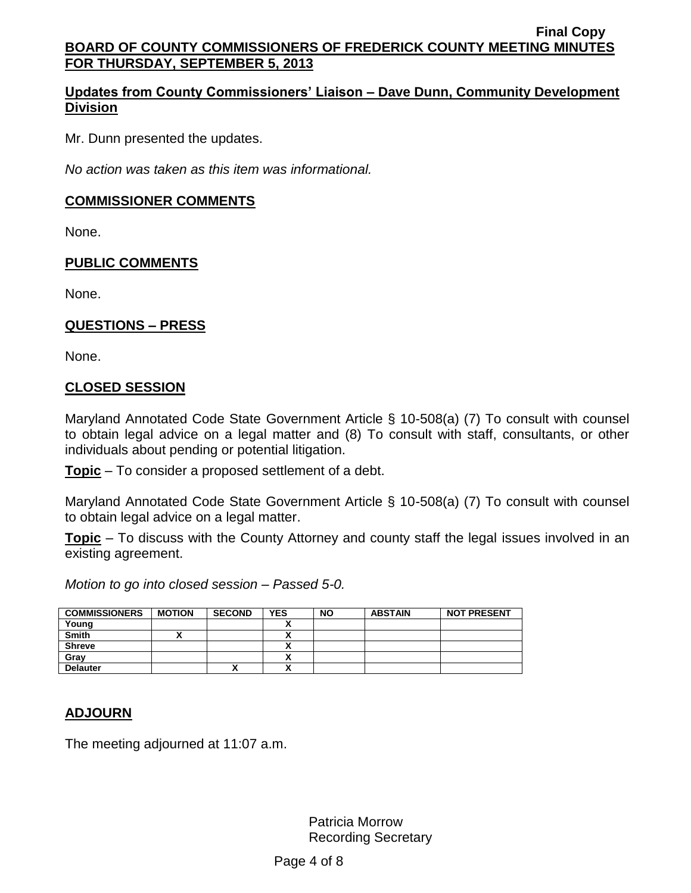## Updates from County Commissioners' Liaison – Dave Dunn, Community Development Division

Mr. Dunn presented the updates.

*No action was taken as this item was informational.*

## COMMISSIONER COMMENTS

None.

## PUBLIC COMMENTS

None.

## QUESTIONS – PRESS

None.

## CLOSED SESSION

Maryland Annotated Code State Government Article § 10-508(a) (7) To consult with counsel to obtain legal advice on a legal matter and (8) To consult with staff, consultants, or other individuals about pending or potential litigation.

**Topic** – To consider a proposed settlement of a debt.

Maryland Annotated Code State Government Article § 10-508(a) (7) To consult with counsel to obtain legal advice on a legal matter.

**Topic** – To discuss with the County Attorney and county staff the legal issues involved in an existing agreement.

*Motion to go into closed session – Passed 5-0.*

| COMMISSIONERS | MOTION | SECOND | YES | NO | ABSTAIN | NOT PRESENT |
|---|---|---|---|---|---|---|
| Young | | | X | | | |
| Smith | X | | X | | | |
| Shreve | | | X | | | |
| Gray | | | X | | | |
| Delauter | | X | X | | | |

## ADJOURN

The meeting adjourned at 11:07 a.m.

Patricia Morrow
Recording Secretary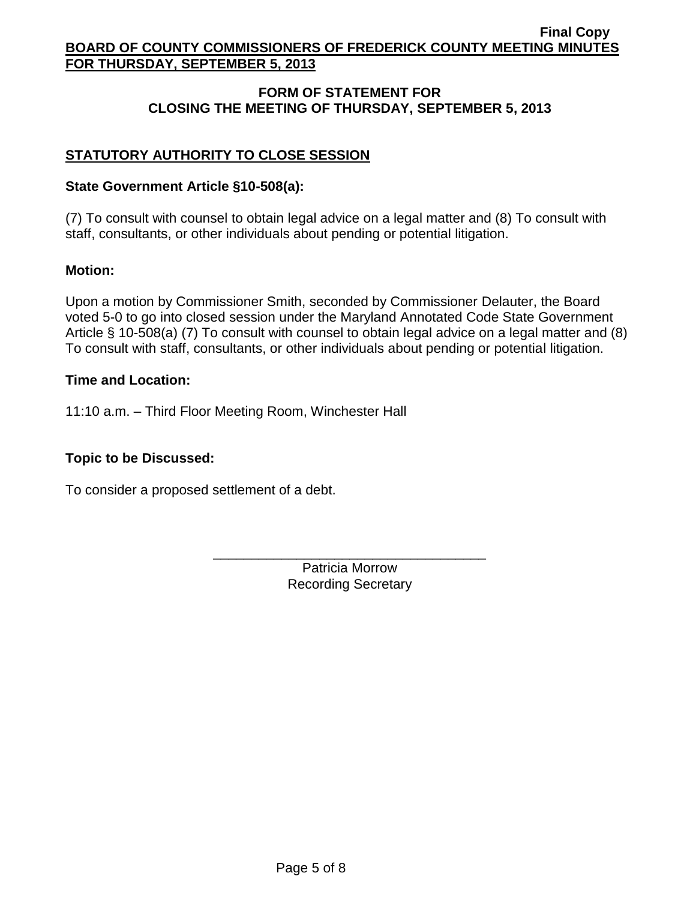## FORM OF STATEMENT FOR CLOSING THE MEETING OF THURSDAY, SEPTEMBER 5, 2013

### STATUTORY AUTHORITY TO CLOSE SESSION

**State Government Article §10-508(a):**

(7) To consult with counsel to obtain legal advice on a legal matter and (8) To consult with staff, consultants, or other individuals about pending or potential litigation.

**Motion:**

Upon a motion by Commissioner Smith, seconded by Commissioner Delauter, the Board voted 5-0 to go into closed session under the Maryland Annotated Code State Government Article § 10-508(a) (7) To consult with counsel to obtain legal advice on a legal matter and (8) To consult with staff, consultants, or other individuals about pending or potential litigation.

**Time and Location:**

11:10 a.m. – Third Floor Meeting Room, Winchester Hall

**Topic to be Discussed:**

To consider a proposed settlement of a debt.

\_\_\_\_\_\_\_\_\_\_\_\_\_\_\_\_\_\_\_\_\_\_\_\_\_\_\_\_\_\_\_\_\_\_\_\_

Patricia Morrow
Recording Secretary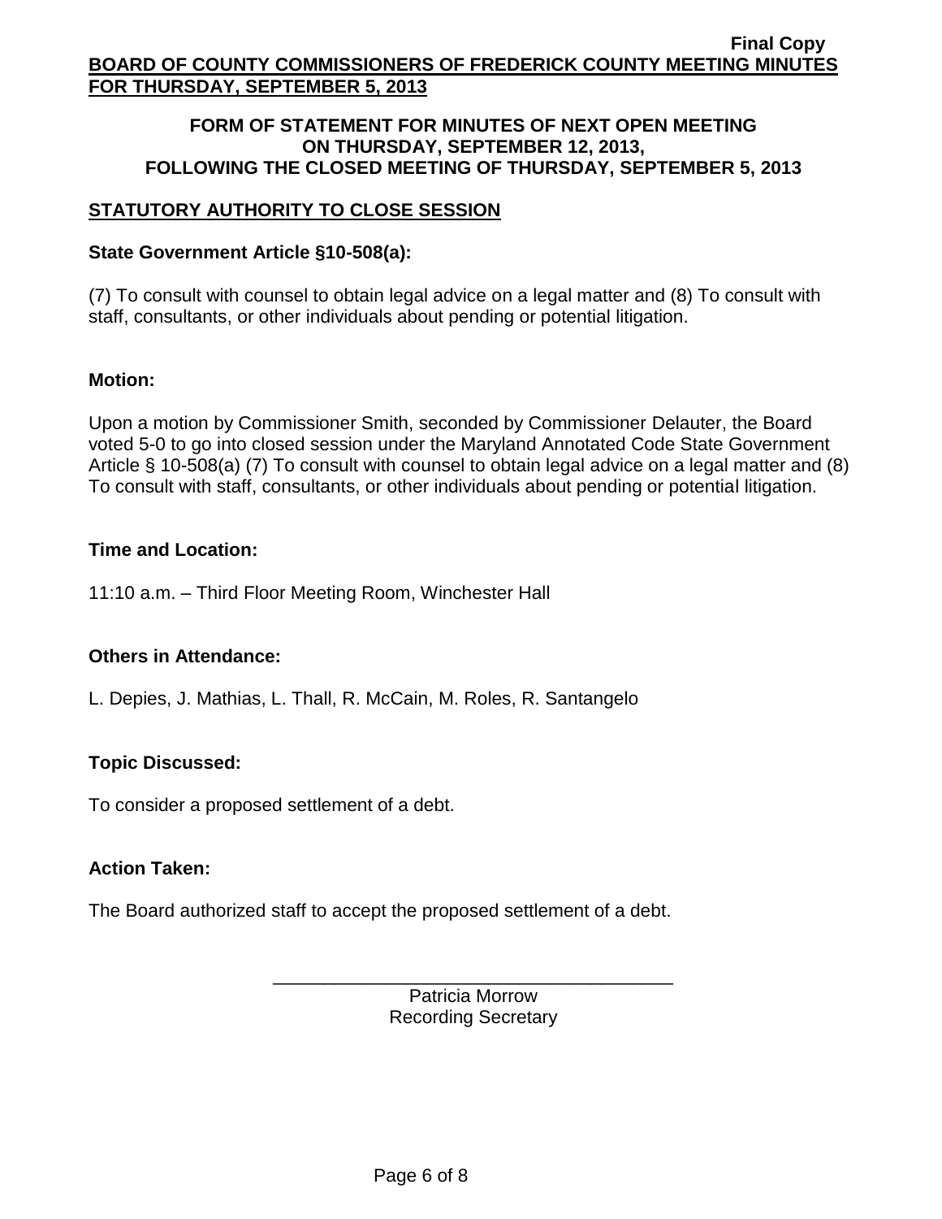**Final Copy**

**BOARD OF COUNTY COMMISSIONERS OF FREDERICK COUNTY MEETING MINUTES FOR THURSDAY, SEPTEMBER 5, 2013**

**FORM OF STATEMENT FOR MINUTES OF NEXT OPEN MEETING ON THURSDAY, SEPTEMBER 12, 2013, FOLLOWING THE CLOSED MEETING OF THURSDAY, SEPTEMBER 5, 2013**

## STATUTORY AUTHORITY TO CLOSE SESSION

**State Government Article §10-508(a):**

(7) To consult with counsel to obtain legal advice on a legal matter and (8) To consult with staff, consultants, or other individuals about pending or potential litigation.

**Motion:**

Upon a motion by Commissioner Smith, seconded by Commissioner Delauter, the Board voted 5-0 to go into closed session under the Maryland Annotated Code State Government Article § 10-508(a) (7) To consult with counsel to obtain legal advice on a legal matter and (8) To consult with staff, consultants, or other individuals about pending or potential litigation.

**Time and Location:**

11:10 a.m. – Third Floor Meeting Room, Winchester Hall

**Others in Attendance:**

L. Depies, J. Mathias, L. Thall, R. McCain, M. Roles, R. Santangelo

**Topic Discussed:**

To consider a proposed settlement of a debt.

**Action Taken:**

The Board authorized staff to accept the proposed settlement of a debt.

\_\_\_\_\_\_\_\_\_\_\_\_\_\_\_\_\_\_\_\_\_\_\_\_\_\_\_\_\_\_\_\_\_\_\_\_\_\_\_\_

Patricia Morrow
Recording Secretary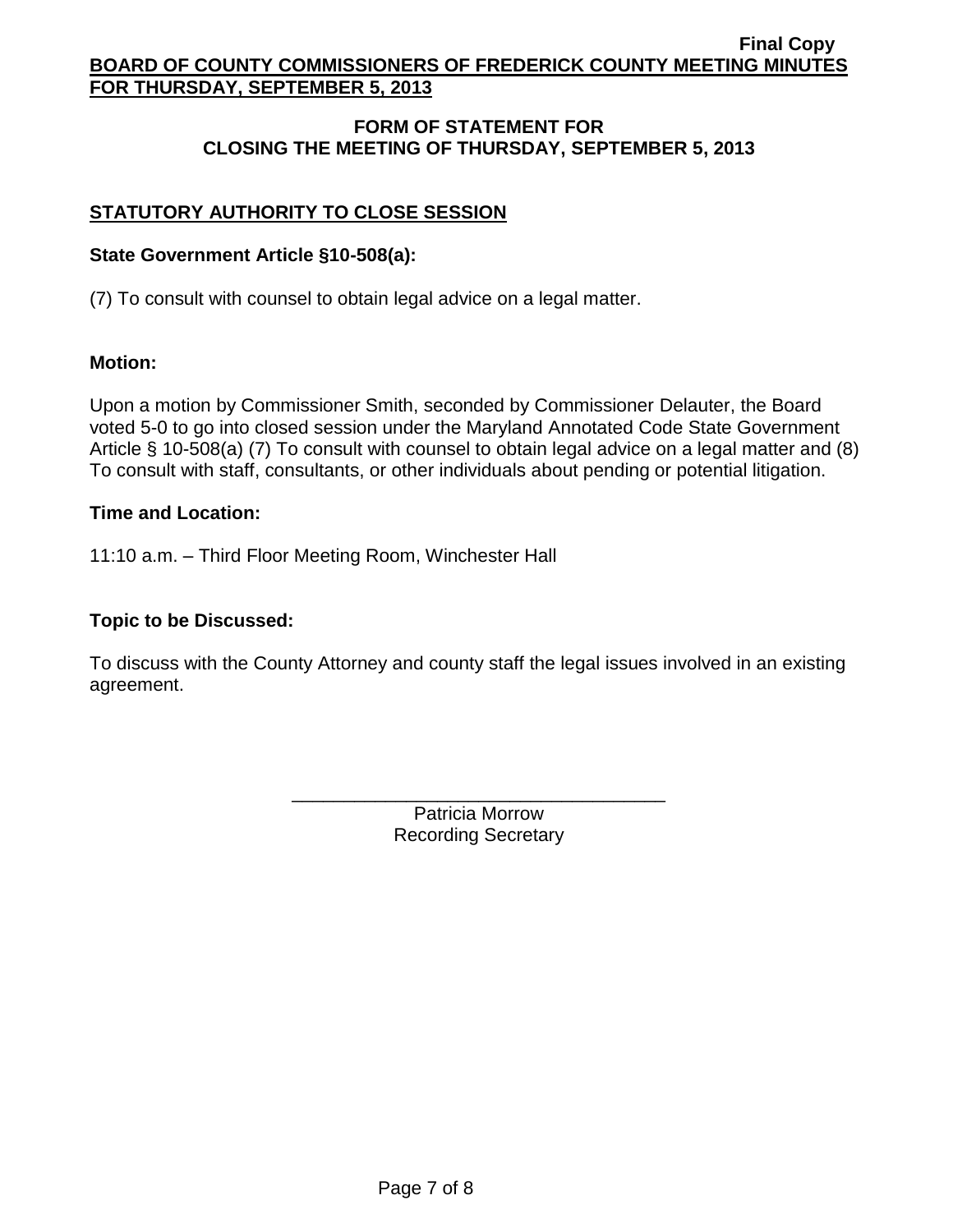## FORM OF STATEMENT FOR CLOSING THE MEETING OF THURSDAY, SEPTEMBER 5, 2013

### STATUTORY AUTHORITY TO CLOSE SESSION

**State Government Article §10-508(a):**

(7) To consult with counsel to obtain legal advice on a legal matter.

**Motion:**

Upon a motion by Commissioner Smith, seconded by Commissioner Delauter, the Board voted 5-0 to go into closed session under the Maryland Annotated Code State Government Article § 10-508(a) (7) To consult with counsel to obtain legal advice on a legal matter and (8) To consult with staff, consultants, or other individuals about pending or potential litigation.

**Time and Location:**

11:10 a.m. – Third Floor Meeting Room, Winchester Hall

**Topic to be Discussed:**

To discuss with the County Attorney and county staff the legal issues involved in an existing agreement.

\_\_\_\_\_\_\_\_\_\_\_\_\_\_\_\_\_\_\_\_\_\_\_\_\_\_\_\_\_\_\_\_\_\_\_\_

Patricia Morrow
Recording Secretary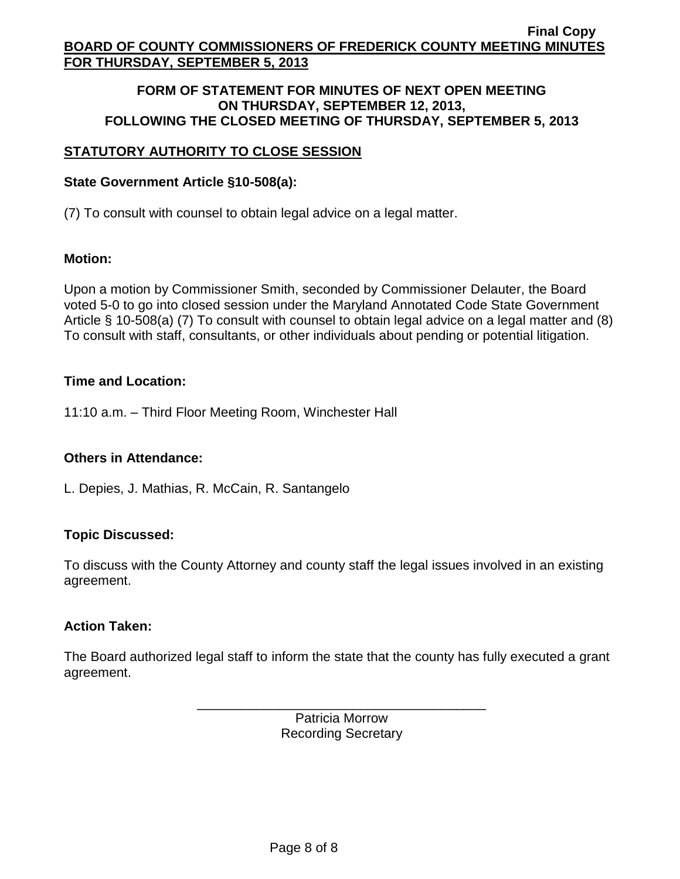Final Copy

**BOARD OF COUNTY COMMISSIONERS OF FREDERICK COUNTY MEETING MINUTES FOR THURSDAY, SEPTEMBER 5, 2013**

**FORM OF STATEMENT FOR MINUTES OF NEXT OPEN MEETING ON THURSDAY, SEPTEMBER 12, 2013, FOLLOWING THE CLOSED MEETING OF THURSDAY, SEPTEMBER 5, 2013**

## STATUTORY AUTHORITY TO CLOSE SESSION

**State Government Article §10-508(a):**

(7) To consult with counsel to obtain legal advice on a legal matter.

**Motion:**

Upon a motion by Commissioner Smith, seconded by Commissioner Delauter, the Board voted 5-0 to go into closed session under the Maryland Annotated Code State Government Article § 10-508(a) (7) To consult with counsel to obtain legal advice on a legal matter and (8) To consult with staff, consultants, or other individuals about pending or potential litigation.

**Time and Location:**

11:10 a.m. – Third Floor Meeting Room, Winchester Hall

**Others in Attendance:**

L. Depies, J. Mathias, R. McCain, R. Santangelo

**Topic Discussed:**

To discuss with the County Attorney and county staff the legal issues involved in an existing agreement.

**Action Taken:**

The Board authorized legal staff to inform the state that the county has fully executed a grant agreement.

\_\_\_\_\_\_\_\_\_\_\_\_\_\_\_\_\_\_\_\_\_\_\_\_\_\_\_\_\_\_\_\_\_\_\_\_\_\_\_\_

Patricia Morrow
Recording Secretary